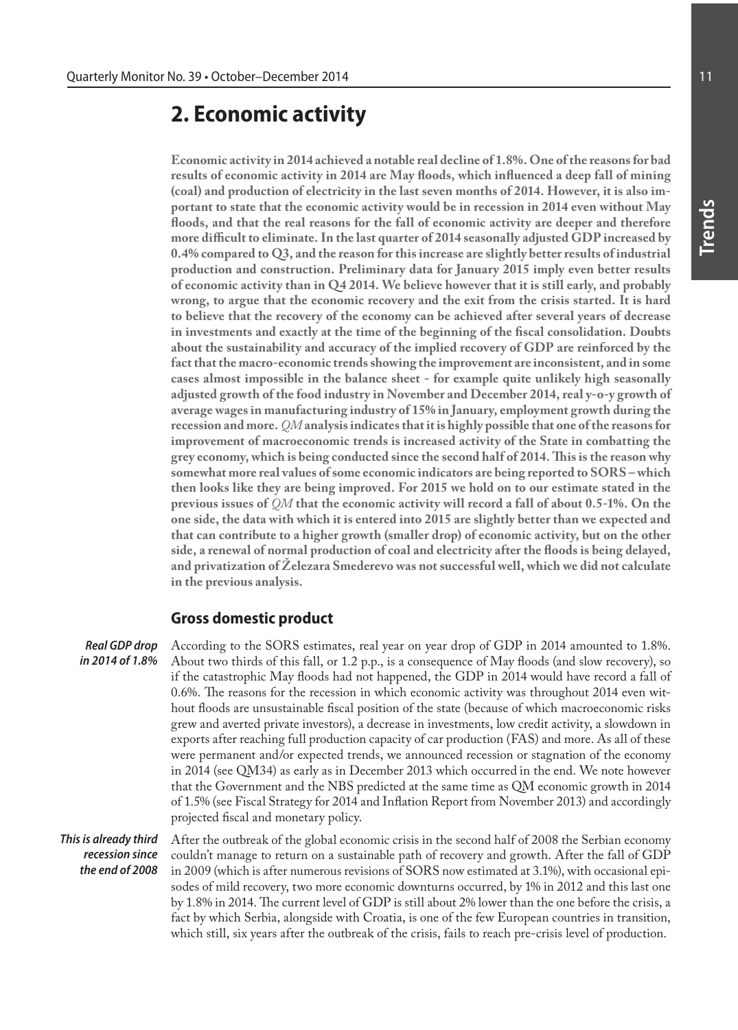## 2. Economic activity

**Economic activity in 2014 achieved a notable real decline of 1.8%. One of the reasons for bad results of economic activity in 2014 are May floods, which influenced a deep fall of mining (coal) and production of electricity in the last seven months of 2014. However, it is also important to state that the economic activity would be in recession in 2014 even without May floods, and that the real reasons for the fall of economic activity are deeper and therefore more difficult to eliminate. In the last quarter of 2014 seasonally adjusted GDP increased by 0.4% compared to Q3, and the reason for this increase are slightly better results of industrial production and construction. Preliminary data for January 2015 imply even better results of economic activity than in Q4 2014. We believe however that it is still early, and probably wrong, to argue that the economic recovery and the exit from the crisis started. It is hard to believe that the recovery of the economy can be achieved after several years of decrease in investments and exactly at the time of the beginning of the fiscal consolidation. Doubts about the sustainability and accuracy of the implied recovery of GDP are reinforced by the fact that the macro-economic trends showing the improvement are inconsistent, and in some cases almost impossible in the balance sheet - for example quite unlikely high seasonally adjusted growth of the food industry in November and December 2014, real y-o-y growth of average wages in manufacturing industry of 15% in January, employment growth during the recession and more. *QM* analysis indicates that it is highly possible that one of the reasons for improvement of macroeconomic trends is increased activity of the State in combatting the grey economy, which is being conducted since the second half of 2014. This is the reason why somewhat more real values of some economic indicators are being reported to SORS – which then looks like they are being improved. For 2015 we hold on to our estimate stated in the previous issues of *QM* that the economic activity will record a fall of about 0.5-1%. On the one side, the data with which it is entered into 2015 are slightly better than we expected and that can contribute to a higher growth (smaller drop) of economic activity, but on the other side, a renewal of normal production of coal and electricity after the floods is being delayed, and privatization of Železara Smederevo was not successful well, which we did not calculate in the previous analysis.**

### Gross domestic product

***Real GDP drop in 2014 of 1.8%***

According to the SORS estimates, real year on year drop of GDP in 2014 amounted to 1.8%. About two thirds of this fall, or 1.2 p.p., is a consequence of May floods (and slow recovery), so if the catastrophic May floods had not happened, the GDP in 2014 would have record a fall of 0.6%. The reasons for the recession in which economic activity was throughout 2014 even without floods are unsustainable fiscal position of the state (because of which macroeconomic risks grew and averted private investors), a decrease in investments, low credit activity, a slowdown in exports after reaching full production capacity of car production (FAS) and more. As all of these were permanent and/or expected trends, we announced recession or stagnation of the economy in 2014 (see QM34) as early as in December 2013 which occurred in the end. We note however that the Government and the NBS predicted at the same time as QM economic growth in 2014 of 1.5% (see Fiscal Strategy for 2014 and Inflation Report from November 2013) and accordingly projected fiscal and monetary policy.

***This is already third recession since the end of 2008***

After the outbreak of the global economic crisis in the second half of 2008 the Serbian economy couldn't manage to return on a sustainable path of recovery and growth. After the fall of GDP in 2009 (which is after numerous revisions of SORS now estimated at 3.1%), with occasional episodes of mild recovery, two more economic downturns occurred, by 1% in 2012 and this last one by 1.8% in 2014. The current level of GDP is still about 2% lower than the one before the crisis, a fact by which Serbia, alongside with Croatia, is one of the few European countries in transition, which still, six years after the outbreak of the crisis, fails to reach pre-crisis level of production.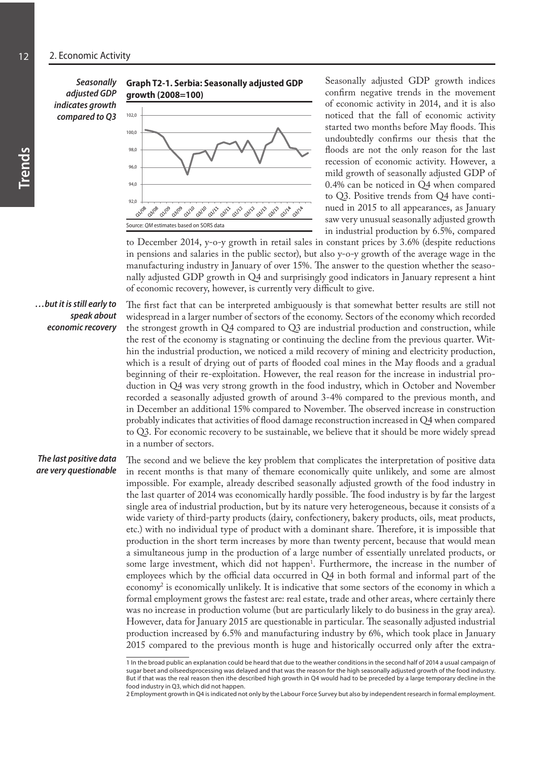*Seasonally adjusted GDP indicates growth compared to Q3*

**Graph T2-1. Serbia: Seasonally adjusted GDP growth (2008=100)**

Source: *QM* estimates based on SORS data

Seasonally adjusted GDP growth indices confirm negative trends in the movement of economic activity in 2014, and it is also noticed that the fall of economic activity started two months before May floods. This undoubtedly confirms our thesis that the floods are not the only reason for the last recession of economic activity. However, a mild growth of seasonally adjusted GDP of 0.4% can be noticed in Q4 when compared to Q3. Positive trends from Q4 have continued in 2015 to all appearances, as January saw very unusual seasonally adjusted growth in industrial production by 6.5%, compared to December 2014, y-o-y growth in retail sales in constant prices by 3.6% (despite reductions in pensions and salaries in the public sector), but also y-o-y growth of the average wage in the manufacturing industry in January of over 15%. The answer to the question whether the seasonally adjusted GDP growth in Q4 and surprisingly good indicators in January represent a hint of economic recovery, however, is currently very difficult to give.

*…but it is still early to speak about economic recovery*

The first fact that can be interpreted ambiguously is that somewhat better results are still not widespread in a larger number of sectors of the economy. Sectors of the economy which recorded the strongest growth in Q4 compared to Q3 are industrial production and construction, while the rest of the economy is stagnating or continuing the decline from the previous quarter. Within the industrial production, we noticed a mild recovery of mining and electricity production, which is a result of drying out of parts of flooded coal mines in the May floods and a gradual beginning of their re-exploitation. However, the real reason for the increase in industrial production in Q4 was very strong growth in the food industry, which in October and November recorded a seasonally adjusted growth of around 3-4% compared to the previous month, and in December an additional 15% compared to November. The observed increase in construction probably indicates that activities of flood damage reconstruction increased in Q4 when compared to Q3. For economic recovery to be sustainable, we believe that it should be more widely spread in a number of sectors.

*The last positive data are very questionable*

The second and we believe the key problem that complicates the interpretation of positive data in recent months is that many of themare economically quite unlikely, and some are almost impossible. For example, already described seasonally adjusted growth of the food industry in the last quarter of 2014 was economically hardly possible. The food industry is by far the largest single area of industrial production, but by its nature very heterogeneous, because it consists of a wide variety of third-party products (dairy, confectionery, bakery products, oils, meat products, etc.) with no individual type of product with a dominant share. Therefore, it is impossible that production in the short term increases by more than twenty percent, because that would mean a simultaneous jump in the production of a large number of essentially unrelated products, or some large investment, which did not happen[1]. Furthermore, the increase in the number of employees which by the official data occurred in Q4 in both formal and informal part of the economy[2] is economically unlikely. It is indicative that some sectors of the economy in which a formal employment grows the fastest are: real estate, trade and other areas, where certainly there was no increase in production volume (but are particularly likely to do business in the gray area). However, data for January 2015 are questionable in particular. The seasonally adjusted industrial production increased by 6.5% and manufacturing industry by 6%, which took place in January 2015 compared to the previous month is huge and historically occurred only after the extra-

---

1 In the broad public an explanation could be heard that due to the weather conditions in the second half of 2014 a usual campaign of sugar beet and oilseedsprocessing was delayed and that was the reason for the high seasonally adjusted growth of the food industry. But if that was the real reason then ithe described high growth in Q4 would had to be preceded by a large temporary decline in the food industry in Q3, which did not happen.

2 Employment growth in Q4 is indicated not only by the Labour Force Survey but also by independent research in formal employment.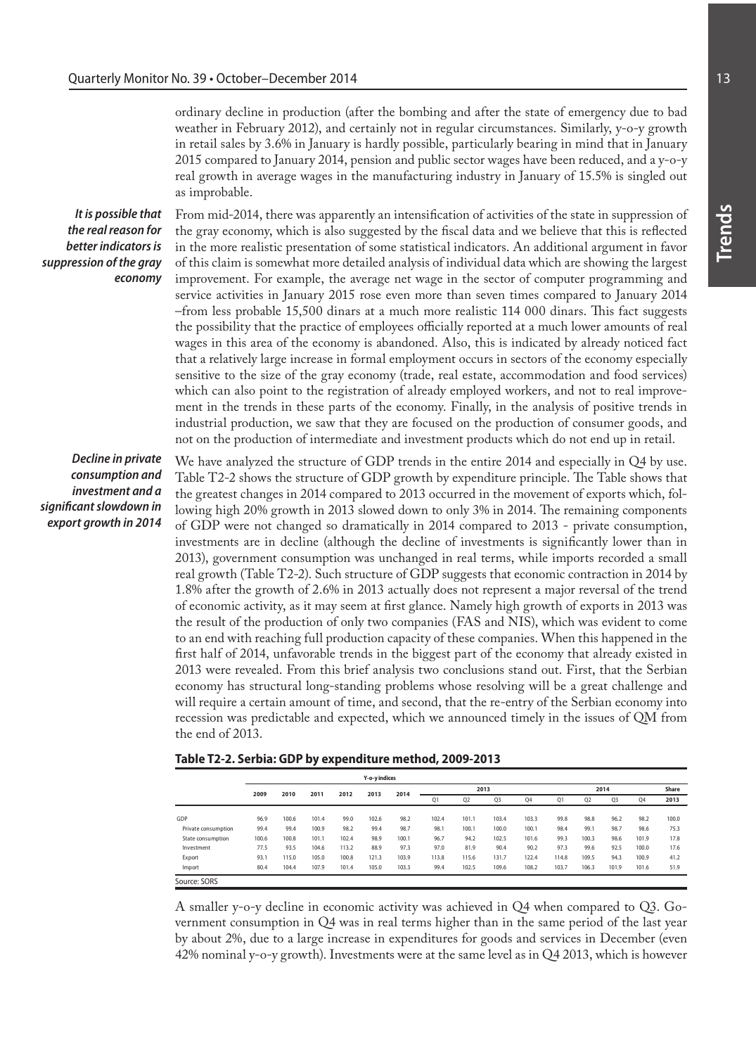ordinary decline in production (after the bombing and after the state of emergency due to bad weather in February 2012), and certainly not in regular circumstances. Similarly, y-o-y growth in retail sales by 3.6% in January is hardly possible, particularly bearing in mind that in January 2015 compared to January 2014, pension and public sector wages have been reduced, and a y-o-y real growth in average wages in the manufacturing industry in January of 15.5% is singled out as improbable.

***It is possible that the real reason for better indicators is suppression of the gray economy***

From mid-2014, there was apparently an intensification of activities of the state in suppression of the gray economy, which is also suggested by the fiscal data and we believe that this is reflected in the more realistic presentation of some statistical indicators. An additional argument in favor of this claim is somewhat more detailed analysis of individual data which are showing the largest improvement. For example, the average net wage in the sector of computer programming and service activities in January 2015 rose even more than seven times compared to January 2014 –from less probable 15,500 dinars at a much more realistic 114 000 dinars. This fact suggests the possibility that the practice of employees officially reported at a much lower amounts of real wages in this area of the economy is abandoned. Also, this is indicated by already noticed fact that a relatively large increase in formal employment occurs in sectors of the economy especially sensitive to the size of the gray economy (trade, real estate, accommodation and food services) which can also point to the registration of already employed workers, and not to real improvement in the trends in these parts of the economy. Finally, in the analysis of positive trends in industrial production, we saw that they are focused on the production of consumer goods, and not on the production of intermediate and investment products which do not end up in retail.

***Decline in private consumption and investment and a significant slowdown in export growth in 2014***

We have analyzed the structure of GDP trends in the entire 2014 and especially in Q4 by use. Table T2-2 shows the structure of GDP growth by expenditure principle. The Table shows that the greatest changes in 2014 compared to 2013 occurred in the movement of exports which, following high 20% growth in 2013 slowed down to only 3% in 2014. The remaining components of GDP were not changed so dramatically in 2014 compared to 2013 - private consumption, investments are in decline (although the decline of investments is significantly lower than in 2013), government consumption was unchanged in real terms, while imports recorded a small real growth (Table T2-2). Such structure of GDP suggests that economic contraction in 2014 by 1.8% after the growth of 2.6% in 2013 actually does not represent a major reversal of the trend of economic activity, as it may seem at first glance. Namely high growth of exports in 2013 was the result of the production of only two companies (FAS and NIS), which was evident to come to an end with reaching full production capacity of these companies. When this happened in the first half of 2014, unfavorable trends in the biggest part of the economy that already existed in 2013 were revealed. From this brief analysis two conclusions stand out. First, that the Serbian economy has structural long-standing problems whose resolving will be a great challenge and will require a certain amount of time, and second, that the re-entry of the Serbian economy into recession was predictable and expected, which we announced timely in the issues of QM from the end of 2013.

**Table T2-2. Serbia: GDP by expenditure method, 2009-2013**

| | Y-o-y indices | | | | | | | | | | | | | | Share |
|---|---|---|---|---|---|---|---|---|---|---|---|---|---|---|---|
| | 2009 | 2010 | 2011 | 2012 | 2013 | 2014 | 2013 | | | | 2014 | | | | 2013 |
| | | | | | | | Q1 | Q2 | Q3 | Q4 | Q1 | Q2 | Q3 | Q4 | |
| GDP | 96.9 | 100.6 | 101.4 | 99.0 | 102.6 | 98.2 | 102.4 | 101.1 | 103.4 | 103.3 | 99.8 | 98.8 | 96.2 | 98.2 | 100.0 |
| Private consumption | 99.4 | 99.4 | 100.9 | 98.2 | 99.4 | 98.7 | 98.1 | 100.1 | 100.0 | 100.1 | 98.4 | 99.1 | 98.7 | 98.6 | 75.3 |
| State consumption | 100.6 | 100.8 | 101.1 | 102.4 | 98.9 | 100.1 | 96.7 | 94.2 | 102.5 | 101.6 | 99.3 | 100.3 | 98.6 | 101.9 | 17.8 |
| Investment | 77.5 | 93.5 | 104.6 | 113.2 | 88.9 | 97.3 | 97.0 | 81.9 | 90.4 | 90.2 | 97.3 | 99.6 | 92.5 | 100.0 | 17.6 |
| Export | 93.1 | 115.0 | 105.0 | 100.8 | 121.3 | 103.9 | 113.8 | 115.6 | 131.7 | 122.4 | 114.8 | 109.5 | 94.3 | 100.9 | 41.2 |
| Import | 80.4 | 104.4 | 107.9 | 101.4 | 105.0 | 103.3 | 99.4 | 102.5 | 109.6 | 108.2 | 103.7 | 106.3 | 101.9 | 101.6 | 51.9 |

Source: SORS

A smaller y-o-y decline in economic activity was achieved in Q4 when compared to Q3. Government consumption in Q4 was in real terms higher than in the same period of the last year by about 2%, due to a large increase in expenditures for goods and services in December (even 42% nominal y-o-y growth). Investments were at the same level as in Q4 2013, which is however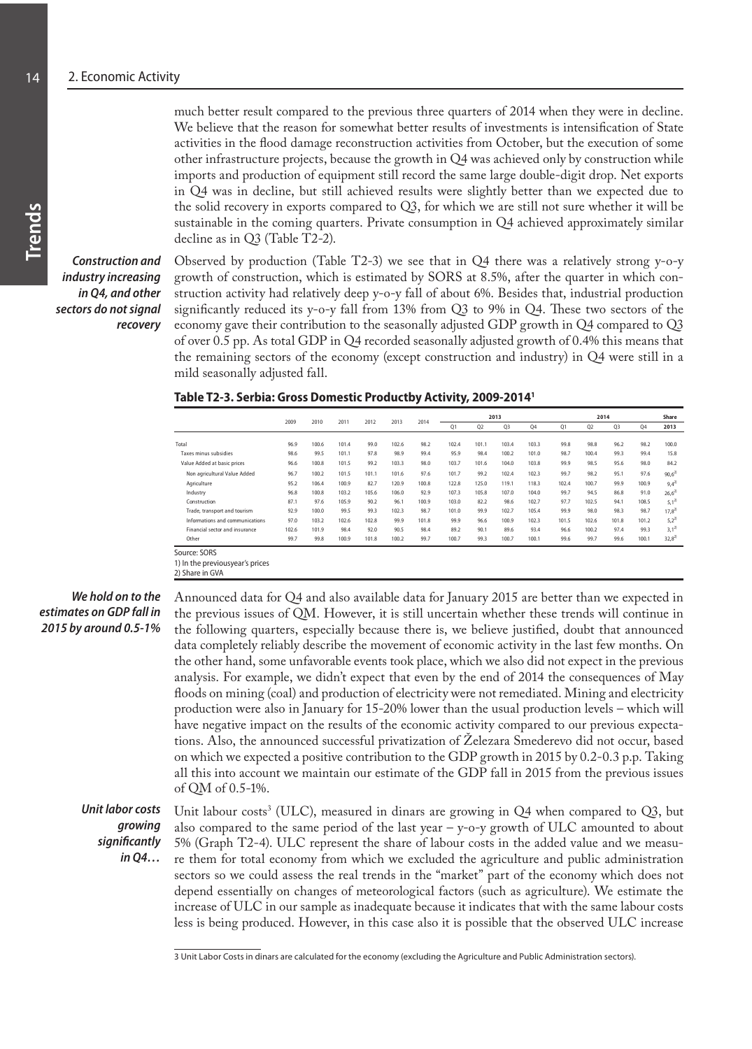much better result compared to the previous three quarters of 2014 when they were in decline. We believe that the reason for somewhat better results of investments is intensification of State activities in the flood damage reconstruction activities from October, but the execution of some other infrastructure projects, because the growth in Q4 was achieved only by construction while imports and production of equipment still record the same large double-digit drop. Net exports in Q4 was in decline, but still achieved results were slightly better than we expected due to the solid recovery in exports compared to Q3, for which we are still not sure whether it will be sustainable in the coming quarters. Private consumption in Q4 achieved approximately similar decline as in Q3 (Table T2-2).

***Construction and industry increasing in Q4, and other sectors do not signal recovery***

Observed by production (Table T2-3) we see that in Q4 there was a relatively strong y-o-y growth of construction, which is estimated by SORS at 8.5%, after the quarter in which construction activity had relatively deep y-o-y fall of about 6%. Besides that, industrial production significantly reduced its y-o-y fall from 13% from Q3 to 9% in Q4. These two sectors of the economy gave their contribution to the seasonally adjusted GDP growth in Q4 compared to Q3 of over 0.5 pp. As total GDP in Q4 recorded seasonally adjusted growth of 0.4% this means that the remaining sectors of the economy (except construction and industry) in Q4 were still in a mild seasonally adjusted fall.

**Table T2-3. Serbia: Gross Domestic Productby Activity, 2009-2014[1]**

| | 2009 | 2010 | 2011 | 2012 | 2013 | 2014 | 2013 | | | | 2014 | | | | Share |
|---|---|---|---|---|---|---|---|---|---|---|---|---|---|---|---|
| | | | | | | | Q1 | Q2 | Q3 | Q4 | Q1 | Q2 | Q3 | Q4 | 2013 |
| Total | 96.9 | 100.6 | 101.4 | 99.0 | 102.6 | 98.2 | 102.4 | 101.1 | 103.4 | 103.3 | 99.8 | 98.8 | 96.2 | 98.2 | 100.0 |
| Taxes minus subsidies | 98.6 | 99.5 | 101.1 | 97.8 | 98.9 | 99.4 | 95.9 | 98.4 | 100.2 | 101.0 | 98.7 | 100.4 | 99.3 | 99.4 | 15.8 |
| Value Added at basic prices | 96.6 | 100.8 | 101.5 | 99.2 | 103.3 | 98.0 | 103.7 | 101.6 | 104.0 | 103.8 | 99.9 | 98.5 | 95.6 | 98.0 | 84.2 |
| Non agricultural Value Added | 96.7 | 100.2 | 101.5 | 101.1 | 101.6 | 97.6 | 101.7 | 99.2 | 102.4 | 102.3 | 99.7 | 98.2 | 95.1 | 97.6 | 90,6[2] |
| Agriculture | 95.2 | 106.4 | 100.9 | 82.7 | 120.9 | 100.8 | 122.8 | 125.0 | 119.1 | 118.3 | 102.4 | 100.7 | 99.9 | 100.9 | 9,4[2] |
| Industry | 96.8 | 100.8 | 103.2 | 105.6 | 106.0 | 92.9 | 107.3 | 105.8 | 107.0 | 104.0 | 99.7 | 94.5 | 86.8 | 91.0 | 26,6[2] |
| Construction | 87.1 | 97.6 | 105.9 | 90.2 | 96.1 | 100.9 | 103.0 | 82.2 | 98.6 | 102.7 | 97.7 | 102.5 | 94.1 | 108.5 | 5,1[2] |
| Trade, transport and tourism | 92.9 | 100.0 | 99.5 | 99.3 | 102.3 | 98.7 | 101.0 | 99.9 | 102.7 | 105.4 | 99.9 | 98.0 | 98.3 | 98.7 | 17,8[2] |
| Informations and communications | 97.0 | 103.2 | 102.6 | 102.8 | 99.9 | 101.8 | 99.9 | 96.6 | 100.9 | 102.3 | 101.5 | 102.6 | 101.8 | 101.2 | 5,2[2] |
| Financial sector and insurance | 102.6 | 101.9 | 98.4 | 92.0 | 90.5 | 98.4 | 89.2 | 90.1 | 89.6 | 93.4 | 96.6 | 100.2 | 97.4 | 99.3 | 3,1[2] |
| Other | 99.7 | 99.8 | 100.9 | 101.8 | 100.2 | 99.7 | 100.7 | 99.3 | 100.7 | 100.1 | 99.6 | 99.7 | 99.6 | 100.1 | 32,8[2] |

Source: SORS
1) In the previousyear's prices
2) Share in GVA

***We hold on to the estimates on GDP fall in 2015 by around 0.5-1%***

Announced data for Q4 and also available data for January 2015 are better than we expected in the previous issues of QM. However, it is still uncertain whether these trends will continue in the following quarters, especially because there is, we believe justified, doubt that announced data completely reliably describe the movement of economic activity in the last few months. On the other hand, some unfavorable events took place, which we also did not expect in the previous analysis. For example, we didn't expect that even by the end of 2014 the consequences of May floods on mining (coal) and production of electricity were not remediated. Mining and electricity production were also in January for 15-20% lower than the usual production levels – which will have negative impact on the results of the economic activity compared to our previous expectations. Also, the announced successful privatization of Železara Smederevo did not occur, based on which we expected a positive contribution to the GDP growth in 2015 by 0.2-0.3 p.p. Taking all this into account we maintain our estimate of the GDP fall in 2015 from the previous issues of QM of 0.5-1%.

***Unit labor costs growing significantly in Q4…***

Unit labour costs[3] (ULC), measured in dinars are growing in Q4 when compared to Q3, but also compared to the same period of the last year – y-o-y growth of ULC amounted to about 5% (Graph T2-4). ULC represent the share of labour costs in the added value and we measure them for total economy from which we excluded the agriculture and public administration sectors so we could assess the real trends in the "market" part of the economy which does not depend essentially on changes of meteorological factors (such as agriculture). We estimate the increase of ULC in our sample as inadequate because it indicates that with the same labour costs less is being produced. However, in this case also it is possible that the observed ULC increase

3 Unit Labor Costs in dinars are calculated for the economy (excluding the Agriculture and Public Administration sectors).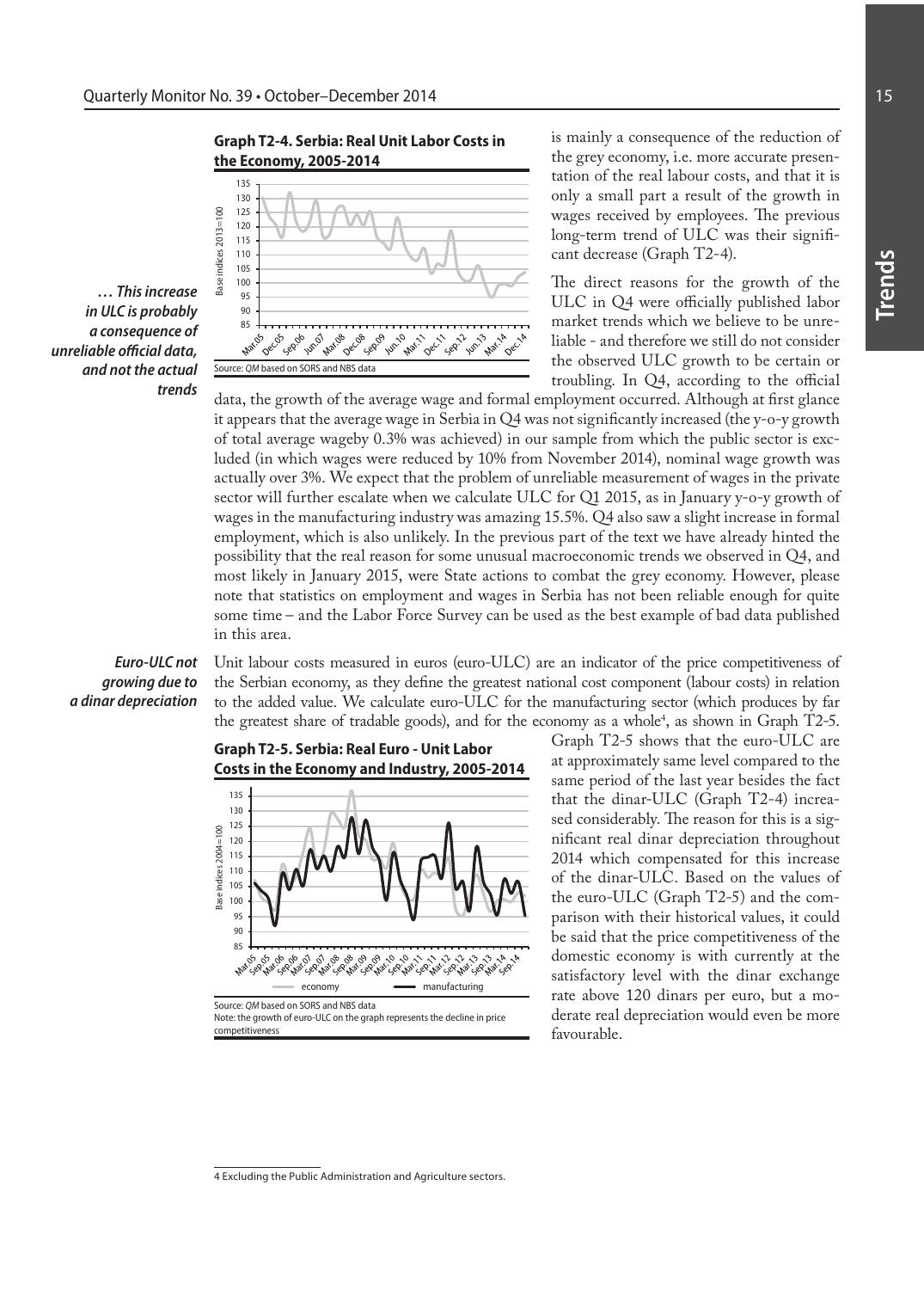**Graph T2-4. Serbia: Real Unit Labor Costs in the Economy, 2005-2014**

Source: *QM* based on SORS and NBS data

*… This increase in ULC is probably a consequence of unreliable official data, and not the actual trends*

is mainly a consequence of the reduction of the grey economy, i.e. more accurate presentation of the real labour costs, and that it is only a small part a result of the growth in wages received by employees. The previous long-term trend of ULC was their significant decrease (Graph T2-4).

The direct reasons for the growth of the ULC in Q4 were officially published labor market trends which we believe to be unreliable - and therefore we still do not consider the observed ULC growth to be certain or troubling. In Q4, according to the official data, the growth of the average wage and formal employment occurred. Although at first glance it appears that the average wage in Serbia in Q4 was not significantly increased (the y-o-y growth of total average wageby 0.3% was achieved) in our sample from which the public sector is excluded (in which wages were reduced by 10% from November 2014), nominal wage growth was actually over 3%. We expect that the problem of unreliable measurement of wages in the private sector will further escalate when we calculate ULC for Q1 2015, as in January y-o-y growth of wages in the manufacturing industry was amazing 15.5%. Q4 also saw a slight increase in formal employment, which is also unlikely. In the previous part of the text we have already hinted the possibility that the real reason for some unusual macroeconomic trends we observed in Q4, and most likely in January 2015, were State actions to combat the grey economy. However, please note that statistics on employment and wages in Serbia has not been reliable enough for quite some time – and the Labor Force Survey can be used as the best example of bad data published in this area.

*Euro-ULC not growing due to a dinar depreciation*

Unit labour costs measured in euros (euro-ULC) are an indicator of the price competitiveness of the Serbian economy, as they define the greatest national cost component (labour costs) in relation to the added value. We calculate euro-ULC for the manufacturing sector (which produces by far the greatest share of tradable goods), and for the economy as a whole[4], as shown in Graph T2-5.

**Graph T2-5. Serbia: Real Euro - Unit Labor Costs in the Economy and Industry, 2005-2014**

Source: *QM* based on SORS and NBS data
Note: the growth of euro-ULC on the graph represents the decline in price competitiveness

Graph T2-5 shows that the euro-ULC are at approximately same level compared to the same period of the last year besides the fact that the dinar-ULC (Graph T2-4) increased considerably. The reason for this is a significant real dinar depreciation throughout 2014 which compensated for this increase of the dinar-ULC. Based on the values of the euro-ULC (Graph T2-5) and the comparison with their historical values, it could be said that the price competitiveness of the domestic economy is with currently at the satisfactory level with the dinar exchange rate above 120 dinars per euro, but a moderate real depreciation would even be more favourable.

4 Excluding the Public Administration and Agriculture sectors.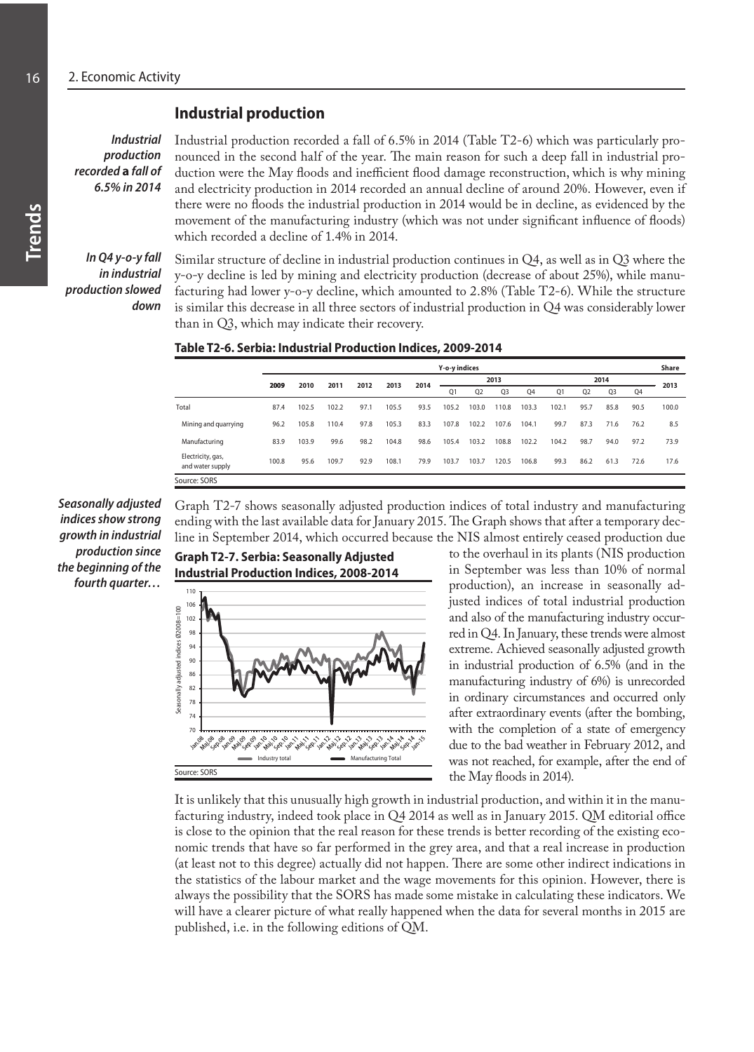## Industrial production

*Industrial production recorded a fall of 6.5% in 2014*

Industrial production recorded a fall of 6.5% in 2014 (Table T2-6) which was particularly pronounced in the second half of the year. The main reason for such a deep fall in industrial production were the May floods and inefficient flood damage reconstruction, which is why mining and electricity production in 2014 recorded an annual decline of around 20%. However, even if there were no floods the industrial production in 2014 would be in decline, as evidenced by the movement of the manufacturing industry (which was not under significant influence of floods) which recorded a decline of 1.4% in 2014.

*In Q4 y-o-y fall in industrial production slowed down*

Similar structure of decline in industrial production continues in Q4, as well as in Q3 where the y-o-y decline is led by mining and electricity production (decrease of about 25%), while manufacturing had lower y-o-y decline, which amounted to 2.8% (Table T2-6). While the structure is similar this decrease in all three sectors of industrial production in Q4 was considerably lower than in Q3, which may indicate their recovery.

**Table T2-6. Serbia: Industrial Production Indices, 2009-2014**

| | Y-o-y indices | | | | | | | | | | | | | | Share |
|---|---|---|---|---|---|---|---|---|---|---|---|---|---|---|---|
| | 2009 | 2010 | 2011 | 2012 | 2013 | 2014 | 2013 | | | | 2014 | | | | 2013 |
| | | | | | | | Q1 | Q2 | Q3 | Q4 | Q1 | Q2 | Q3 | Q4 | |
| Total | 87.4 | 102.5 | 102.2 | 97.1 | 105.5 | 93.5 | 105.2 | 103.0 | 110.8 | 103.3 | 102.1 | 95.7 | 85.8 | 90.5 | 100.0 |
| Mining and quarrying | 96.2 | 105.8 | 110.4 | 97.8 | 105.3 | 83.3 | 107.8 | 102.2 | 107.6 | 104.1 | 99.7 | 87.3 | 71.6 | 76.2 | 8.5 |
| Manufacturing | 83.9 | 103.9 | 99.6 | 98.2 | 104.8 | 98.6 | 105.4 | 103.2 | 108.8 | 102.2 | 104.2 | 98.7 | 94.0 | 97.2 | 73.9 |
| Electricity, gas, and water supply | 100.8 | 95.6 | 109.7 | 92.9 | 108.1 | 79.9 | 103.7 | 103.7 | 120.5 | 106.8 | 99.3 | 86.2 | 61.3 | 72.6 | 17.6 |

Source: SORS

*Seasonally adjusted indices show strong growth in industrial production since the beginning of the fourth quarter…*

Graph T2-7 shows seasonally adjusted production indices of total industry and manufacturing ending with the last available data for January 2015. The Graph shows that after a temporary decline in September 2014, which occurred because the NIS almost entirely ceased production due to the overhaul in its plants (NIS production in September was less than 10% of normal production), an increase in seasonally adjusted indices of total industrial production and also of the manufacturing industry occurred in Q4. In January, these trends were almost extreme. Achieved seasonally adjusted growth in industrial production of 6.5% (and in the manufacturing industry of 6%) is unrecorded in ordinary circumstances and occurred only after extraordinary events (after the bombing, with the completion of a state of emergency due to the bad weather in February 2012, and was not reached, for example, after the end of the May floods in 2014).

**Graph T2-7. Serbia: Seasonally Adjusted Industrial Production Indices, 2008-2014**

Source: SORS

It is unlikely that this unusually high growth in industrial production, and within it in the manufacturing industry, indeed took place in Q4 2014 as well as in January 2015. QM editorial office is close to the opinion that the real reason for these trends is better recording of the existing economic trends that have so far performed in the grey area, and that a real increase in production (at least not to this degree) actually did not happen. There are some other indirect indications in the statistics of the labour market and the wage movements for this opinion. However, there is always the possibility that the SORS has made some mistake in calculating these indicators. We will have a clearer picture of what really happened when the data for several months in 2015 are published, i.e. in the following editions of QM.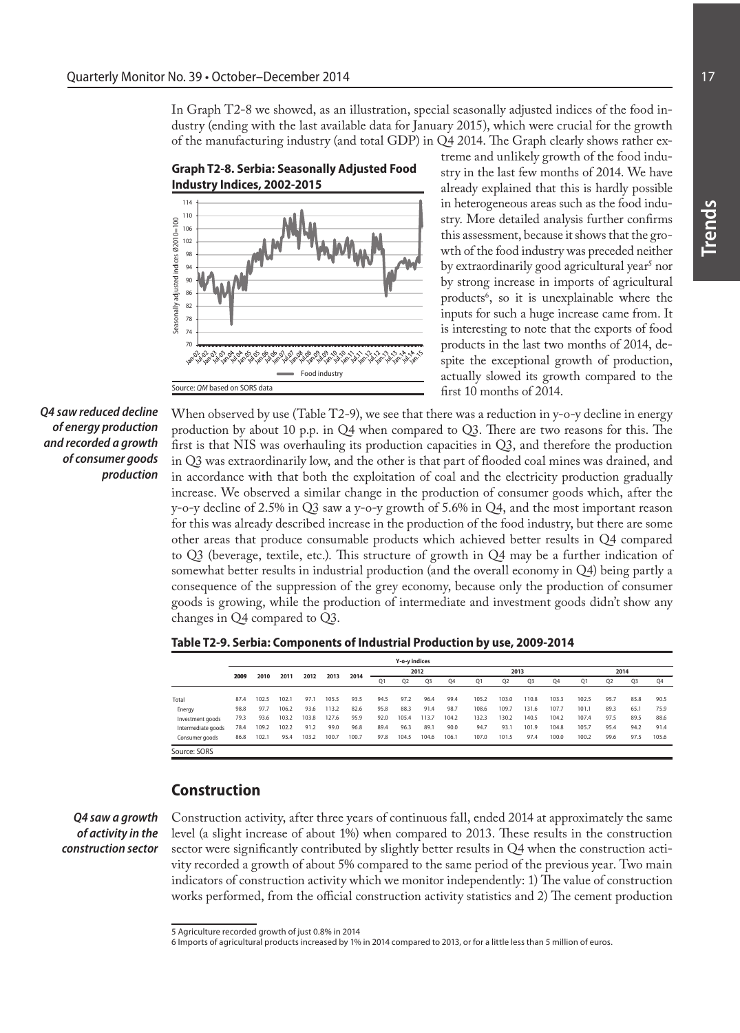In Graph T2-8 we showed, as an illustration, special seasonally adjusted indices of the food industry (ending with the last available data for January 2015), which were crucial for the growth of the manufacturing industry (and total GDP) in Q4 2014. The Graph clearly shows rather extreme and unlikely growth of the food industry in the last few months of 2014. We have already explained that this is hardly possible in heterogeneous areas such as the food industry. More detailed analysis further confirms this assessment, because it shows that the growth of the food industry was preceded neither by extraordinarily good agricultural year[5] nor by strong increase in imports of agricultural products[6], so it is unexplainable where the inputs for such a huge increase came from. It is interesting to note that the exports of food products in the last two months of 2014, despite the exceptional growth of production, actually slowed its growth compared to the first 10 months of 2014.

**Graph T2-8. Serbia: Seasonally Adjusted Food Industry Indices, 2002-2015**

Source: *QM* based on SORS data

***Q4 saw reduced decline of energy production and recorded a growth of consumer goods production***

When observed by use (Table T2-9), we see that there was a reduction in y-o-y decline in energy production by about 10 p.p. in Q4 when compared to Q3. There are two reasons for this. The first is that NIS was overhauling its production capacities in Q3, and therefore the production in Q3 was extraordinarily low, and the other is that part of flooded coal mines was drained, and in accordance with that both the exploitation of coal and the electricity production gradually increase. We observed a similar change in the production of consumer goods which, after the y-o-y decline of 2.5% in Q3 saw a y-o-y growth of 5.6% in Q4, and the most important reason for this was already described increase in the production of the food industry, but there are some other areas that produce consumable products which achieved better results in Q4 compared to Q3 (beverage, textile, etc.). This structure of growth in Q4 may be a further indication of somewhat better results in industrial production (and the overall economy in Q4) being partly a consequence of the suppression of the grey economy, because only the production of consumer goods is growing, while the production of intermediate and investment goods didn't show any changes in Q4 compared to Q3.

**Table T2-9. Serbia: Components of Industrial Production by use, 2009-2014**

| | Y-o-y indices | | | | | | | | | | | | | | | | | |
|---|---|---|---|---|---|---|---|---|---|---|---|---|---|---|---|---|---|---|
| | 2009 | 2010 | 2011 | 2012 | 2013 | 2014 | 2012 | | | | 2013 | | | | 2014 | | | |
| | | | | | | | Q1 | Q2 | Q3 | Q4 | Q1 | Q2 | Q3 | Q4 | Q1 | Q2 | Q3 | Q4 |
| Total | 87.4 | 102.5 | 102.1 | 97.1 | 105.5 | 93.5 | 94.5 | 97.2 | 96.4 | 99.4 | 105.2 | 103.0 | 110.8 | 103.3 | 102.5 | 95.7 | 85.8 | 90.5 |
| Energy | 98.8 | 97.7 | 106.2 | 93.6 | 113.2 | 82.6 | 95.8 | 88.3 | 91.4 | 98.7 | 108.6 | 109.7 | 131.6 | 107.7 | 101.1 | 89.3 | 65.1 | 75.9 |
| Investment goods | 79.3 | 93.6 | 103.2 | 103.8 | 127.6 | 95.9 | 92.0 | 105.4 | 113.7 | 104.2 | 132.3 | 130.2 | 140.5 | 104.2 | 107.4 | 97.5 | 89.5 | 88.6 |
| Intermediate goods | 78.4 | 109.2 | 102.2 | 91.2 | 99.0 | 96.8 | 89.4 | 96.3 | 89.1 | 90.0 | 94.7 | 93.1 | 101.9 | 104.8 | 105.7 | 95.4 | 94.2 | 91.4 |
| Consumer goods | 86.8 | 102.1 | 95.4 | 103.2 | 100.7 | 100.7 | 97.8 | 104.5 | 104.6 | 106.1 | 107.0 | 101.5 | 97.4 | 100.0 | 100.2 | 99.6 | 97.5 | 105.6 |

Source: SORS

## Construction

***Q4 saw a growth of activity in the construction sector***

Construction activity, after three years of continuous fall, ended 2014 at approximately the same level (a slight increase of about 1%) when compared to 2013. These results in the construction sector were significantly contributed by slightly better results in Q4 when the construction activity recorded a growth of about 5% compared to the same period of the previous year. Two main indicators of construction activity which we monitor independently: 1) The value of construction works performed, from the official construction activity statistics and 2) The cement production

5 Agriculture recorded growth of just 0.8% in 2014

6 Imports of agricultural products increased by 1% in 2014 compared to 2013, or for a little less than 5 million of euros.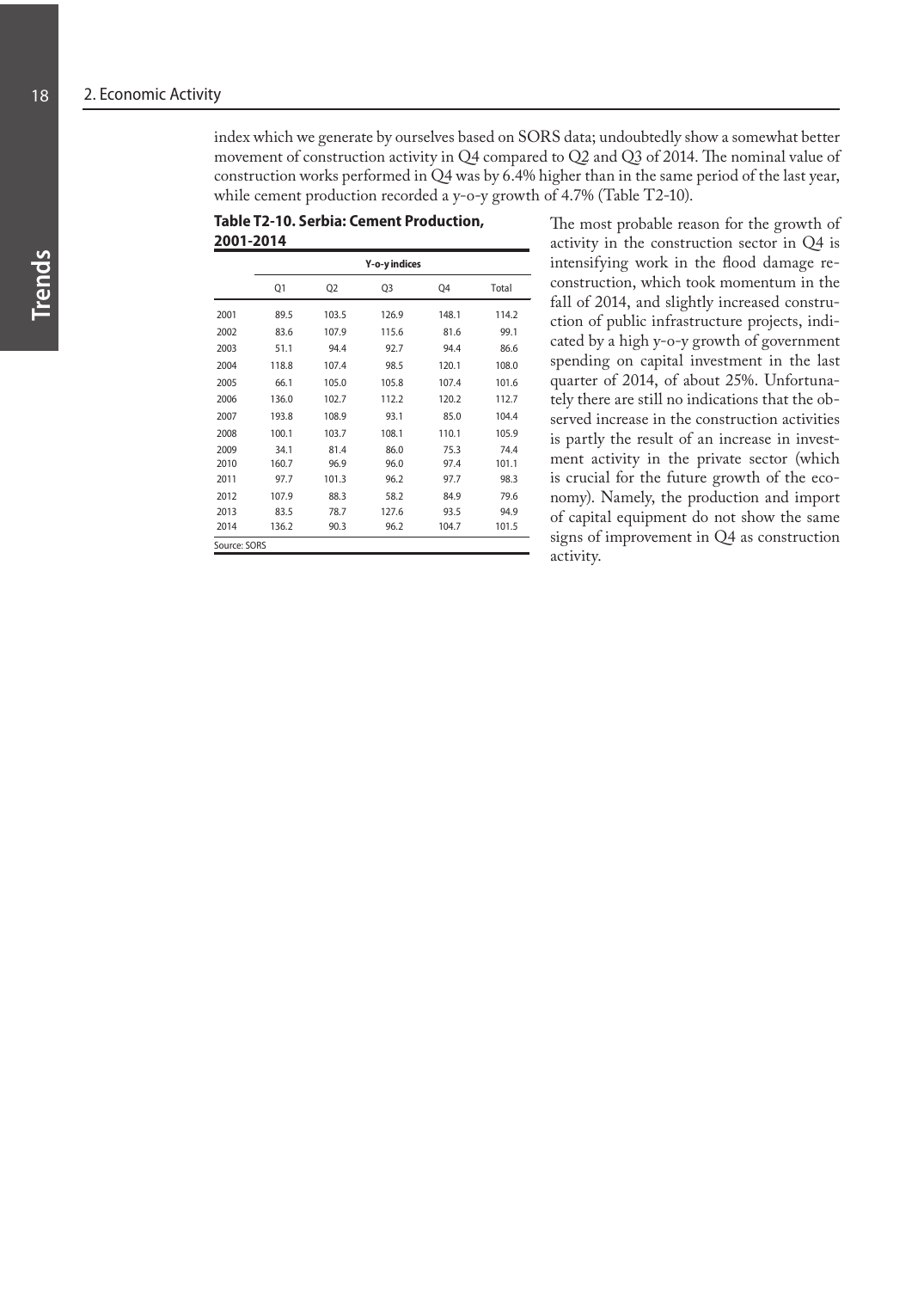index which we generate by ourselves based on SORS data; undoubtedly show a somewhat better movement of construction activity in Q4 compared to Q2 and Q3 of 2014. The nominal value of construction works performed in Q4 was by 6.4% higher than in the same period of the last year, while cement production recorded a y-o-y growth of 4.7% (Table T2-10).

**Table T2-10. Serbia: Cement Production, 2001-2014**

| | Y-o-y indices | | | | |
|---|---|---|---|---|---|
| | Q1 | Q2 | Q3 | Q4 | Total |
| 2001 | 89.5 | 103.5 | 126.9 | 148.1 | 114.2 |
| 2002 | 83.6 | 107.9 | 115.6 | 81.6 | 99.1 |
| 2003 | 51.1 | 94.4 | 92.7 | 94.4 | 86.6 |
| 2004 | 118.8 | 107.4 | 98.5 | 120.1 | 108.0 |
| 2005 | 66.1 | 105.0 | 105.8 | 107.4 | 101.6 |
| 2006 | 136.0 | 102.7 | 112.2 | 120.2 | 112.7 |
| 2007 | 193.8 | 108.9 | 93.1 | 85.0 | 104.4 |
| 2008 | 100.1 | 103.7 | 108.1 | 110.1 | 105.9 |
| 2009 | 34.1 | 81.4 | 86.0 | 75.3 | 74.4 |
| 2010 | 160.7 | 96.9 | 96.0 | 97.4 | 101.1 |
| 2011 | 97.7 | 101.3 | 96.2 | 97.7 | 98.3 |
| 2012 | 107.9 | 88.3 | 58.2 | 84.9 | 79.6 |
| 2013 | 83.5 | 78.7 | 127.6 | 93.5 | 94.9 |
| 2014 | 136.2 | 90.3 | 96.2 | 104.7 | 101.5 |

Source: SORS

The most probable reason for the growth of activity in the construction sector in Q4 is intensifying work in the flood damage reconstruction, which took momentum in the fall of 2014, and slightly increased construction of public infrastructure projects, indicated by a high y-o-y growth of government spending on capital investment in the last quarter of 2014, of about 25%. Unfortunately there are still no indications that the observed increase in the construction activities is partly the result of an increase in investment activity in the private sector (which is crucial for the future growth of the economy). Namely, the production and import of capital equipment do not show the same signs of improvement in Q4 as construction activity.